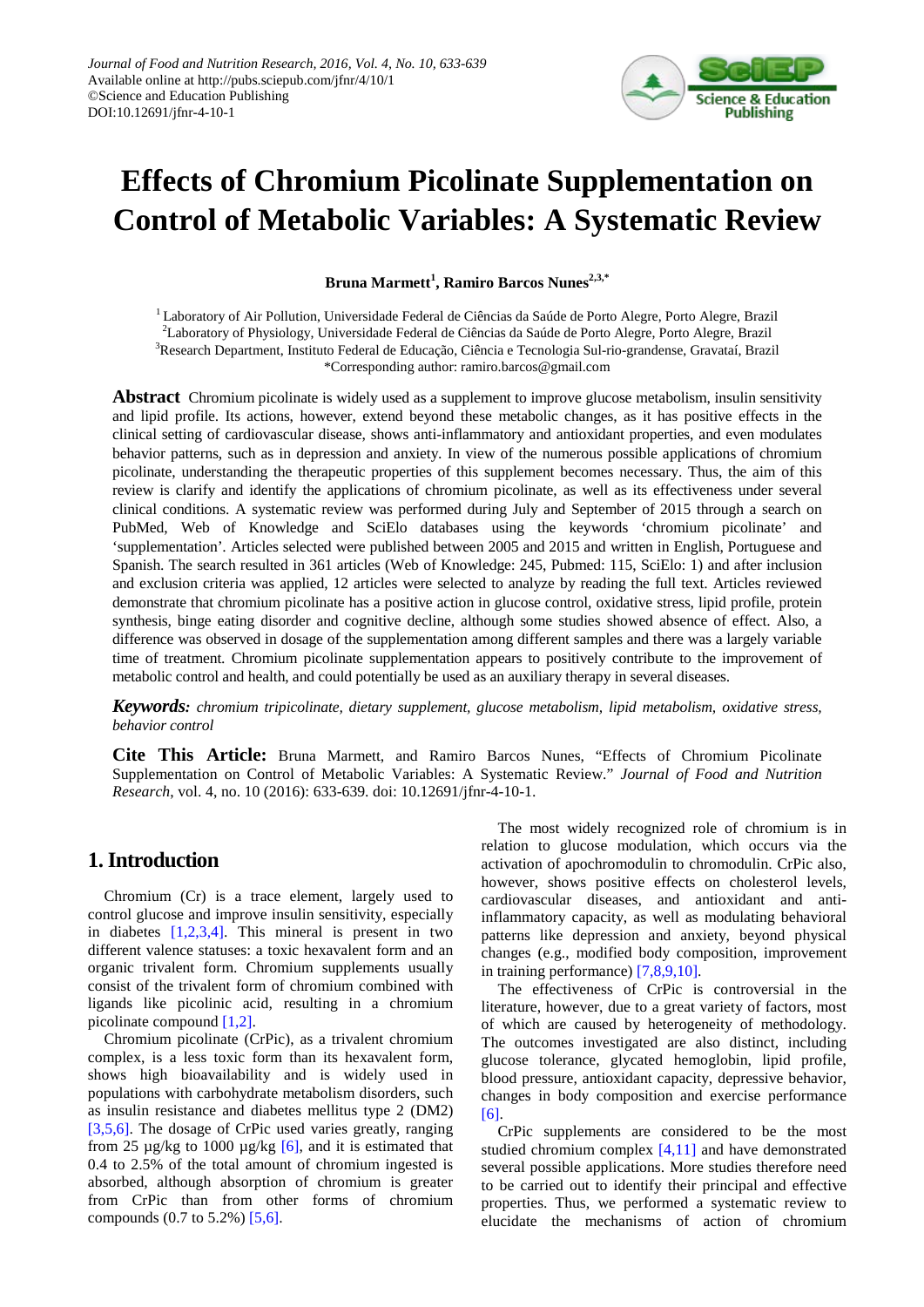# Effects of Chromium Picolinate Supplementation on Control of Metabolic Variables: A Systematic Review

**Bruna Marmett[1], Ramiro Barcos Nunes[2,3,*]**

[1] Laboratory of Air Pollution, Universidade Federal de Ciências da Saúde de Porto Alegre, Porto Alegre, Brazil
[2] Laboratory of Physiology, Universidade Federal de Ciências da Saúde de Porto Alegre, Porto Alegre, Brazil
[3] Research Department, Instituto Federal de Educação, Ciência e Tecnologia Sul-rio-grandense, Gravataí, Brazil
*Corresponding author: ramiro.barcos@gmail.com

**Abstract** Chromium picolinate is widely used as a supplement to improve glucose metabolism, insulin sensitivity and lipid profile. Its actions, however, extend beyond these metabolic changes, as it has positive effects in the clinical setting of cardiovascular disease, shows anti-inflammatory and antioxidant properties, and even modulates behavior patterns, such as in depression and anxiety. In view of the numerous possible applications of chromium picolinate, understanding the therapeutic properties of this supplement becomes necessary. Thus, the aim of this review is clarify and identify the applications of chromium picolinate, as well as its effectiveness under several clinical conditions. A systematic review was performed during July and September of 2015 through a search on PubMed, Web of Knowledge and SciElo databases using the keywords 'chromium picolinate' and 'supplementation'. Articles selected were published between 2005 and 2015 and written in English, Portuguese and Spanish. The search resulted in 361 articles (Web of Knowledge: 245, Pubmed: 115, SciElo: 1) and after inclusion and exclusion criteria was applied, 12 articles were selected to analyze by reading the full text. Articles reviewed demonstrate that chromium picolinate has a positive action in glucose control, oxidative stress, lipid profile, protein synthesis, binge eating disorder and cognitive decline, although some studies showed absence of effect. Also, a difference was observed in dosage of the supplementation among different samples and there was a largely variable time of treatment. Chromium picolinate supplementation appears to positively contribute to the improvement of metabolic control and health, and could potentially be used as an auxiliary therapy in several diseases.

***Keywords:*** *chromium tripicolinate, dietary supplement, glucose metabolism, lipid metabolism, oxidative stress, behavior control*

**Cite This Article:** Bruna Marmett, and Ramiro Barcos Nunes, "Effects of Chromium Picolinate Supplementation on Control of Metabolic Variables: A Systematic Review." *Journal of Food and Nutrition Research*, vol. 4, no. 10 (2016): 633-639. doi: 10.12691/jfnr-4-10-1.

## 1. Introduction

Chromium (Cr) is a trace element, largely used to control glucose and improve insulin sensitivity, especially in diabetes [1,2,3,4]. This mineral is present in two different valence statuses: a toxic hexavalent form and an organic trivalent form. Chromium supplements usually consist of the trivalent form of chromium combined with ligands like picolinic acid, resulting in a chromium picolinate compound [1,2].

Chromium picolinate (CrPic), as a trivalent chromium complex, is a less toxic form than its hexavalent form, shows high bioavailability and is widely used in populations with carbohydrate metabolism disorders, such as insulin resistance and diabetes mellitus type 2 (DM2) [3,5,6]. The dosage of CrPic used varies greatly, ranging from 25 µg/kg to 1000 µg/kg [6], and it is estimated that 0.4 to 2.5% of the total amount of chromium ingested is absorbed, although absorption of chromium is greater from CrPic than from other forms of chromium compounds (0.7 to 5.2%) [5,6].

The most widely recognized role of chromium is in relation to glucose modulation, which occurs via the activation of apochromodulin to chromodulin. CrPic also, however, shows positive effects on cholesterol levels, cardiovascular diseases, and antioxidant and anti-inflammatory capacity, as well as modulating behavioral patterns like depression and anxiety, beyond physical changes (e.g., modified body composition, improvement in training performance) [7,8,9,10].

The effectiveness of CrPic is controversial in the literature, however, due to a great variety of factors, most of which are caused by heterogeneity of methodology. The outcomes investigated are also distinct, including glucose tolerance, glycated hemoglobin, lipid profile, blood pressure, antioxidant capacity, depressive behavior, changes in body composition and exercise performance [6].

CrPic supplements are considered to be the most studied chromium complex [4,11] and have demonstrated several possible applications. More studies therefore need to be carried out to identify their principal and effective properties. Thus, we performed a systematic review to elucidate the mechanisms of action of chromium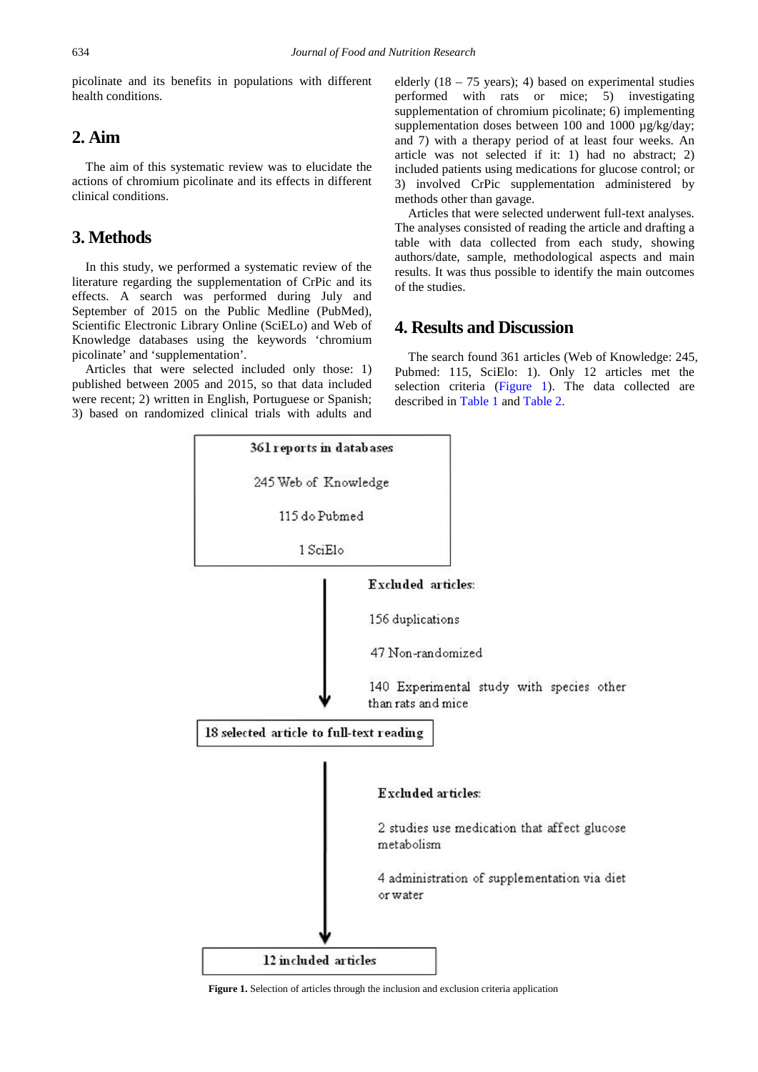picolinate and its benefits in populations with different health conditions.

## 2. Aim

The aim of this systematic review was to elucidate the actions of chromium picolinate and its effects in different clinical conditions.

## 3. Methods

In this study, we performed a systematic review of the literature regarding the supplementation of CrPic and its effects. A search was performed during July and September of 2015 on the Public Medline (PubMed), Scientific Electronic Library Online (SciELO) and Web of Knowledge databases using the keywords 'chromium picolinate' and 'supplementation'.

Articles that were selected included only those: 1) published between 2005 and 2015, so that data included were recent; 2) written in English, Portuguese or Spanish; 3) based on randomized clinical trials with adults and elderly (18 – 75 years); 4) based on experimental studies performed with rats or mice; 5) investigating supplementation of chromium picolinate; 6) implementing supplementation doses between 100 and 1000 µg/kg/day; and 7) with a therapy period of at least four weeks. An article was not selected if it: 1) had no abstract; 2) included patients using medications for glucose control; or 3) involved CrPic supplementation administered by methods other than gavage.

Articles that were selected underwent full-text analyses. The analyses consisted of reading the article and drafting a table with data collected from each study, showing authors/date, sample, methodological aspects and main results. It was thus possible to identify the main outcomes of the studies.

## 4. Results and Discussion

The search found 361 articles (Web of Knowledge: 245, Pubmed: 115, SciElo: 1). Only 12 articles met the selection criteria (Figure 1). The data collected are described in Table 1 and Table 2.

361 reports in databases

245 Web of Knowledge

115 do Pubmed

1 SciElo

Excluded articles:

156 duplications

47 Non-randomized

140 Experimental study with species other than rats and mice

18 selected article to full-text reading

Excluded articles:

2 studies use medication that affect glucose metabolism

4 administration of supplementation via diet or water

12 included articles

**Figure 1.** Selection of articles through the inclusion and exclusion criteria application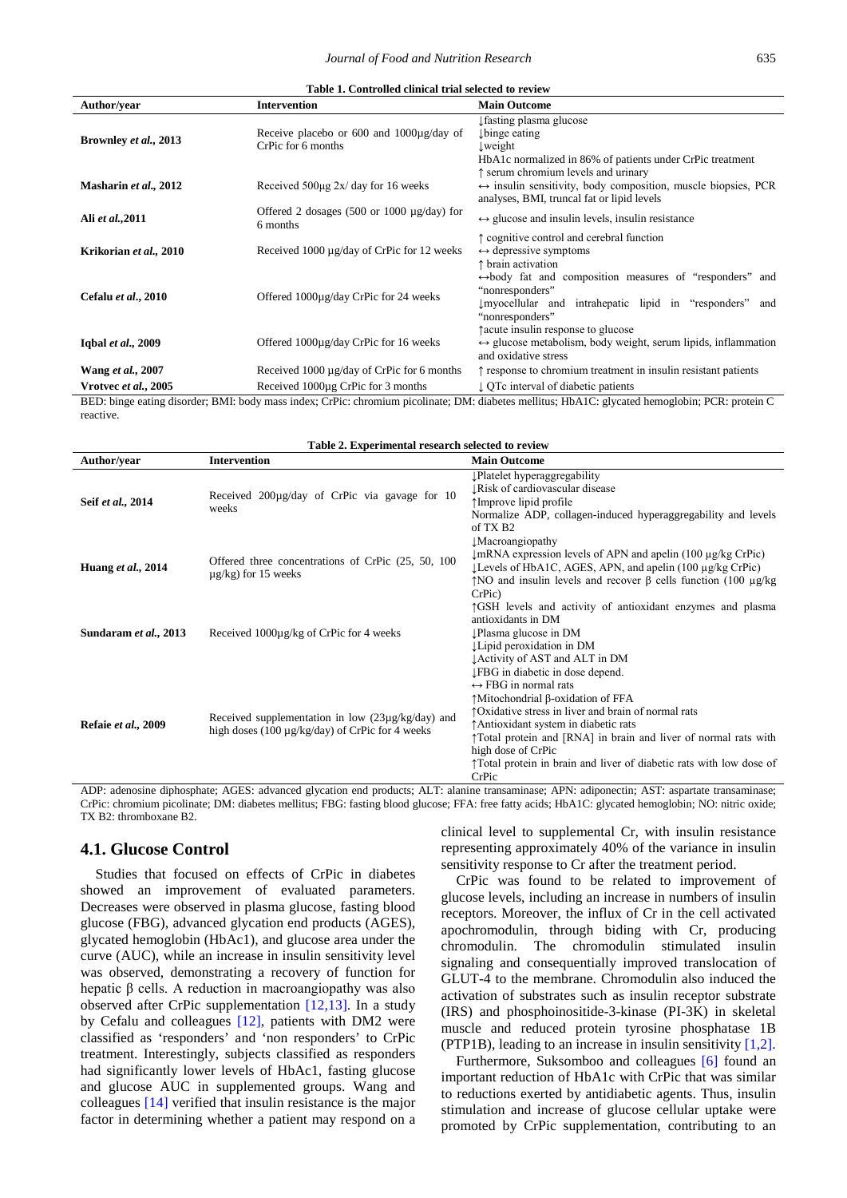**Table 1. Controlled clinical trial selected to review**

| Author/year | Intervention | Main Outcome |
|---|---|---|
| **Brownley *et al.*, 2013** | Receive placebo or 600 and 1000μg/day of CrPic for 6 months | ↓fasting plasma glucose<br>↓binge eating<br>↓weight<br>HbA1c normalized in 86% of patients under CrPic treatment |
| **Masharin *et al.*, 2012** | Received 500μg 2x/ day for 16 weeks | ↑ serum chromium levels and urinary<br>↔ insulin sensitivity, body composition, muscle biopsies, PCR analyses, BMI, truncal fat or lipid levels |
| **Ali *et al.*,2011** | Offered 2 dosages (500 or 1000 μg/day) for 6 months | ↔ glucose and insulin levels, insulin resistance |
| **Krikorian *et al.*, 2010** | Received 1000 μg/day of CrPic for 12 weeks | ↑ cognitive control and cerebral function<br>↔ depressive symptoms<br>↑ brain activation |
| **Cefalu *et al.*, 2010** | Offered 1000μg/day CrPic for 24 weeks | ↔body fat and composition measures of "responders" and "nonresponders"<br>↓myocellular and intrahepatic lipid in "responders" and "nonresponders" |
| **Iqbal *et al.*, 2009** | Offered 1000μg/day CrPic for 16 weeks | ↑acute insulin response to glucose<br>↔ glucose metabolism, body weight, serum lipids, inflammation and oxidative stress |
| **Wang *et al.*, 2007** | Received 1000 μg/day of CrPic for 6 months | ↑ response to chromium treatment in insulin resistant patients |
| **Vrotvec *et al.*, 2005** | Received 1000μg CrPic for 3 months | ↓ QTc interval of diabetic patients |

BED: binge eating disorder; BMI: body mass index; CrPic: chromium picolinate; DM: diabetes mellitus; HbA1C: glycated hemoglobin; PCR: protein C reactive.

**Table 2. Experimental research selected to review**

| Author/year | Intervention | Main Outcome |
|---|---|---|
| **Seif *et al.*, 2014** | Received 200μg/day of CrPic via gavage for 10 weeks | ↓Platelet hyperaggregability<br>↓Risk of cardiovascular disease<br>↑Improve lipid profile<br>Normalize ADP, collagen-induced hyperaggregability and levels of TX B2 |
| **Huang *et al.*, 2014** | Offered three concentrations of CrPic (25, 50, 100 μg/kg) for 15 weeks | ↓Macroangiopathy<br>↓mRNA expression levels of APN and apelin (100 μg/kg CrPic)<br>↓Levels of HbA1C, AGES, APN, and apelin (100 μg/kg CrPic)<br>↑NO and insulin levels and recover β cells function (100 μg/kg CrPic) |
| **Sundaram *et al.*, 2013** | Received 1000μg/kg of CrPic for 4 weeks | ↑GSH levels and activity of antioxidant enzymes and plasma antioxidants in DM<br>↓Plasma glucose in DM<br>↓Lipid peroxidation in DM<br>↓Activity of AST and ALT in DM |
| **Refaie *et al.*, 2009** | Received supplementation in low (23μg/kg/day) and high doses (100 μg/kg/day) of CrPic for 4 weeks | ↓FBG in diabetic in dose depend.<br>↔ FBG in normal rats<br>↑Mitochondrial β-oxidation of FFA<br>↑Oxidative stress in liver and brain of normal rats<br>↑Antioxidant system in diabetic rats<br>↑Total protein and [RNA] in brain and liver of normal rats with high dose of CrPic<br>↑Total protein in brain and liver of diabetic rats with low dose of CrPic |

ADP: adenosine diphosphate; AGES: advanced glycation end products; ALT: alanine transaminase; APN: adiponectin; AST: aspartate transaminase; CrPic: chromium picolinate; DM: diabetes mellitus; FBG: fasting blood glucose; FFA: free fatty acids; HbA1C: glycated hemoglobin; NO: nitric oxide; TX B2: thromboxane B2.

## 4.1. Glucose Control

Studies that focused on effects of CrPic in diabetes showed an improvement of evaluated parameters. Decreases were observed in plasma glucose, fasting blood glucose (FBG), advanced glycation end products (AGES), glycated hemoglobin (HbAc1), and glucose area under the curve (AUC), while an increase in insulin sensitivity level was observed, demonstrating a recovery of function for hepatic β cells. A reduction in macroangiopathy was also observed after CrPic supplementation [12,13]. In a study by Cefalu and colleagues [12], patients with DM2 were classified as 'responders' and 'non responders' to CrPic treatment. Interestingly, subjects classified as responders had significantly lower levels of HbAc1, fasting glucose and glucose AUC in supplemented groups. Wang and colleagues [14] verified that insulin resistance is the major factor in determining whether a patient may respond on a clinical level to supplemental Cr, with insulin resistance representing approximately 40% of the variance in insulin sensitivity response to Cr after the treatment period.

CrPic was found to be related to improvement of glucose levels, including an increase in numbers of insulin receptors. Moreover, the influx of Cr in the cell activated apochromodulin, through biding with Cr, producing chromodulin. The chromodulin stimulated insulin signaling and consequentially improved translocation of GLUT-4 to the membrane. Chromodulin also induced the activation of substrates such as insulin receptor substrate (IRS) and phosphoinositide-3-kinase (PI-3K) in skeletal muscle and reduced protein tyrosine phosphatase 1B (PTP1B), leading to an increase in insulin sensitivity [1,2].

Furthermore, Suksomboo and colleagues [6] found an important reduction of HbA1c with CrPic that was similar to reductions exerted by antidiabetic agents. Thus, insulin stimulation and increase of glucose cellular uptake were promoted by CrPic supplementation, contributing to an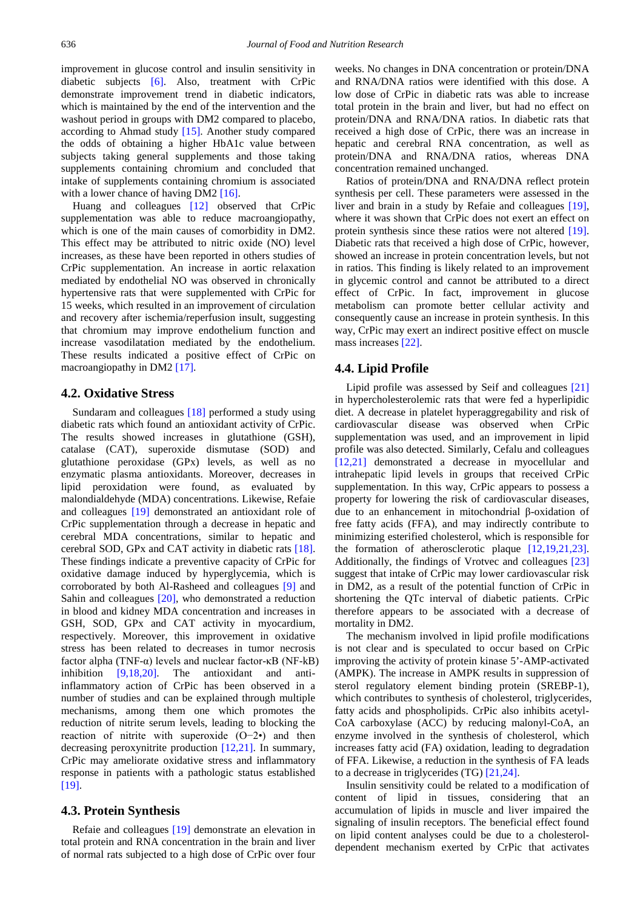improvement in glucose control and insulin sensitivity in diabetic subjects [6]. Also, treatment with CrPic demonstrate improvement trend in diabetic indicators, which is maintained by the end of the intervention and the washout period in groups with DM2 compared to placebo, according to Ahmad study [15]. Another study compared the odds of obtaining a higher HbA1c value between subjects taking general supplements and those taking supplements containing chromium and concluded that intake of supplements containing chromium is associated with a lower chance of having DM2 [16].

Huang and colleagues [12] observed that CrPic supplementation was able to reduce macroangiopathy, which is one of the main causes of comorbidity in DM2. This effect may be attributed to nitric oxide (NO) level increases, as these have been reported in others studies of CrPic supplementation. An increase in aortic relaxation mediated by endothelial NO was observed in chronically hypertensive rats that were supplemented with CrPic for 15 weeks, which resulted in an improvement of circulation and recovery after ischemia/reperfusion insult, suggesting that chromium may improve endothelium function and increase vasodilatation mediated by the endothelium. These results indicated a positive effect of CrPic on macroangiopathy in DM2 [17].

## 4.2. Oxidative Stress

Sundaram and colleagues [18] performed a study using diabetic rats which found an antioxidant activity of CrPic. The results showed increases in glutathione (GSH), catalase (CAT), superoxide dismutase (SOD) and glutathione peroxidase (GPx) levels, as well as no enzymatic plasma antioxidants. Moreover, decreases in lipid peroxidation were found, as evaluated by malondialdehyde (MDA) concentrations. Likewise, Refaie and colleagues [19] demonstrated an antioxidant role of CrPic supplementation through a decrease in hepatic and cerebral MDA concentrations, similar to hepatic and cerebral SOD, GPx and CAT activity in diabetic rats [18]. These findings indicate a preventive capacity of CrPic for oxidative damage induced by hyperglycemia, which is corroborated by both Al-Rasheed and colleagues [9] and Sahin and colleagues [20], who demonstrated a reduction in blood and kidney MDA concentration and increases in GSH, SOD, GPx and CAT activity in myocardium, respectively. Moreover, this improvement in oxidative stress has been related to decreases in tumor necrosis factor alpha (TNF-α) levels and nuclear factor-κB (NF-kB) inhibition [9,18,20]. The antioxidant and anti-inflammatory action of CrPic has been observed in a number of studies and can be explained through multiple mechanisms, among them one which promotes the reduction of nitrite serum levels, leading to blocking the reaction of nitrite with superoxide ($O^{-2}\bullet$) and then decreasing peroxynitrite production [12,21]. In summary, CrPic may ameliorate oxidative stress and inflammatory response in patients with a pathologic status established [19].

## 4.3. Protein Synthesis

Refaie and colleagues [19] demonstrate an elevation in total protein and RNA concentration in the brain and liver of normal rats subjected to a high dose of CrPic over four weeks. No changes in DNA concentration or protein/DNA and RNA/DNA ratios were identified with this dose. A low dose of CrPic in diabetic rats was able to increase total protein in the brain and liver, but had no effect on protein/DNA and RNA/DNA ratios. In diabetic rats that received a high dose of CrPic, there was an increase in hepatic and cerebral RNA concentration, as well as protein/DNA and RNA/DNA ratios, whereas DNA concentration remained unchanged.

Ratios of protein/DNA and RNA/DNA reflect protein synthesis per cell. These parameters were assessed in the liver and brain in a study by Refaie and colleagues [19], where it was shown that CrPic does not exert an effect on protein synthesis since these ratios were not altered [19]. Diabetic rats that received a high dose of CrPic, however, showed an increase in protein concentration levels, but not in ratios. This finding is likely related to an improvement in glycemic control and cannot be attributed to a direct effect of CrPic. In fact, improvement in glucose metabolism can promote better cellular activity and consequently cause an increase in protein synthesis. In this way, CrPic may exert an indirect positive effect on muscle mass increases [22].

## 4.4. Lipid Profile

Lipid profile was assessed by Seif and colleagues [21] in hypercholesterolemic rats that were fed a hyperlipidic diet. A decrease in platelet hyperaggregability and risk of cardiovascular disease was observed when CrPic supplementation was used, and an improvement in lipid profile was also detected. Similarly, Cefalu and colleagues [12,21] demonstrated a decrease in myocellular and intrahepatic lipid levels in groups that received CrPic supplementation. In this way, CrPic appears to possess a property for lowering the risk of cardiovascular diseases, due to an enhancement in mitochondrial β-oxidation of free fatty acids (FFA), and may indirectly contribute to minimizing esterified cholesterol, which is responsible for the formation of atherosclerotic plaque [12,19,21,23]. Additionally, the findings of Vrotvec and colleagues [23] suggest that intake of CrPic may lower cardiovascular risk in DM2, as a result of the potential function of CrPic in shortening the QTc interval of diabetic patients. CrPic therefore appears to be associated with a decrease of mortality in DM2.

The mechanism involved in lipid profile modifications is not clear and is speculated to occur based on CrPic improving the activity of protein kinase 5'-AMP-activated (AMPK). The increase in AMPK results in suppression of sterol regulatory element binding protein (SREBP-1), which contributes to synthesis of cholesterol, triglycerides, fatty acids and phospholipids. CrPic also inhibits acetyl-CoA carboxylase (ACC) by reducing malonyl-CoA, an enzyme involved in the synthesis of cholesterol, which increases fatty acid (FA) oxidation, leading to degradation of FFA. Likewise, a reduction in the synthesis of FA leads to a decrease in triglycerides (TG) [21,24].

Insulin sensitivity could be related to a modification of content of lipid in tissues, considering that an accumulation of lipids in muscle and liver impaired the signaling of insulin receptors. The beneficial effect found on lipid content analyses could be due to a cholesterol-dependent mechanism exerted by CrPic that activates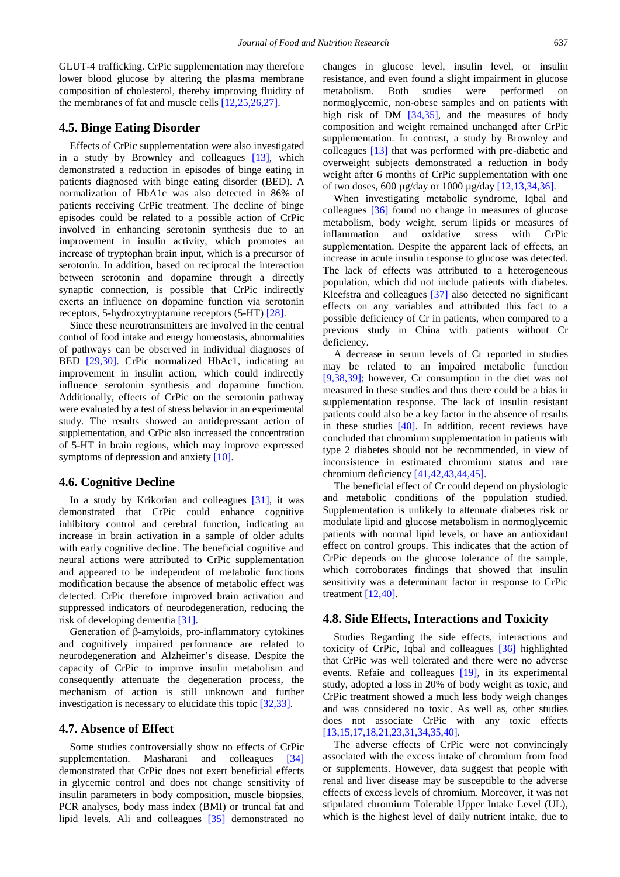GLUT-4 trafficking. CrPic supplementation may therefore lower blood glucose by altering the plasma membrane composition of cholesterol, thereby improving fluidity of the membranes of fat and muscle cells [12,25,26,27].

### 4.5. Binge Eating Disorder

Effects of CrPic supplementation were also investigated in a study by Brownley and colleagues [13], which demonstrated a reduction in episodes of binge eating in patients diagnosed with binge eating disorder (BED). A normalization of HbA1c was also detected in 86% of patients receiving CrPic treatment. The decline of binge episodes could be related to a possible action of CrPic involved in enhancing serotonin synthesis due to an improvement in insulin activity, which promotes an increase of tryptophan brain input, which is a precursor of serotonin. In addition, based on reciprocal the interaction between serotonin and dopamine through a directly synaptic connection, is possible that CrPic indirectly exerts an influence on dopamine function via serotonin receptors, 5-hydroxytryptamine receptors (5-HT) [28].

Since these neurotransmitters are involved in the central control of food intake and energy homeostasis, abnormalities of pathways can be observed in individual diagnoses of BED [29,30]. CrPic normalized HbAc1, indicating an improvement in insulin action, which could indirectly influence serotonin synthesis and dopamine function. Additionally, effects of CrPic on the serotonin pathway were evaluated by a test of stress behavior in an experimental study. The results showed an antidepressant action of supplementation, and CrPic also increased the concentration of 5-HT in brain regions, which may improve expressed symptoms of depression and anxiety [10].

### 4.6. Cognitive Decline

In a study by Krikorian and colleagues [31], it was demonstrated that CrPic could enhance cognitive inhibitory control and cerebral function, indicating an increase in brain activation in a sample of older adults with early cognitive decline. The beneficial cognitive and neural actions were attributed to CrPic supplementation and appeared to be independent of metabolic functions modification because the absence of metabolic effect was detected. CrPic therefore improved brain activation and suppressed indicators of neurodegeneration, reducing the risk of developing dementia [31].

Generation of β-amyloids, pro-inflammatory cytokines and cognitively impaired performance are related to neurodegeneration and Alzheimer's disease. Despite the capacity of CrPic to improve insulin metabolism and consequently attenuate the degeneration process, the mechanism of action is still unknown and further investigation is necessary to elucidate this topic [32,33].

### 4.7. Absence of Effect

Some studies controversially show no effects of CrPic supplementation. Masharani and colleagues [34] demonstrated that CrPic does not exert beneficial effects in glycemic control and does not change sensitivity of insulin parameters in body composition, muscle biopsies, PCR analyses, body mass index (BMI) or truncal fat and lipid levels. Ali and colleagues [35] demonstrated no changes in glucose level, insulin level, or insulin resistance, and even found a slight impairment in glucose metabolism. Both studies were performed on normoglycemic, non-obese samples and on patients with high risk of DM [34,35], and the measures of body composition and weight remained unchanged after CrPic supplementation. In contrast, a study by Brownley and colleagues [13] that was performed with pre-diabetic and overweight subjects demonstrated a reduction in body weight after 6 months of CrPic supplementation with one of two doses, 600 µg/day or 1000 µg/day [12,13,34,36].

When investigating metabolic syndrome, Iqbal and colleagues [36] found no change in measures of glucose metabolism, body weight, serum lipids or measures of inflammation and oxidative stress with CrPic supplementation. Despite the apparent lack of effects, an increase in acute insulin response to glucose was detected. The lack of effects was attributed to a heterogeneous population, which did not include patients with diabetes. Kleefstra and colleagues [37] also detected no significant effects on any variables and attributed this fact to a possible deficiency of Cr in patients, when compared to a previous study in China with patients without Cr deficiency.

A decrease in serum levels of Cr reported in studies may be related to an impaired metabolic function [9,38,39]; however, Cr consumption in the diet was not measured in these studies and thus there could be a bias in supplementation response. The lack of insulin resistant patients could also be a key factor in the absence of results in these studies [40]. In addition, recent reviews have concluded that chromium supplementation in patients with type 2 diabetes should not be recommended, in view of inconsistence in estimated chromium status and rare chromium deficiency [41,42,43,44,45].

The beneficial effect of Cr could depend on physiologic and metabolic conditions of the population studied. Supplementation is unlikely to attenuate diabetes risk or modulate lipid and glucose metabolism in normoglycemic patients with normal lipid levels, or have an antioxidant effect on control groups. This indicates that the action of CrPic depends on the glucose tolerance of the sample, which corroborates findings that showed that insulin sensitivity was a determinant factor in response to CrPic treatment [12,40].

### 4.8. Side Effects, Interactions and Toxicity

Studies Regarding the side effects, interactions and toxicity of CrPic, Iqbal and colleagues [36] highlighted that CrPic was well tolerated and there were no adverse events. Refaie and colleagues [19], in its experimental study, adopted a loss in 20% of body weight as toxic, and CrPic treatment showed a much less body weigh changes and was considered no toxic. As well as, other studies does not associate CrPic with any toxic effects [13,15,17,18,21,23,31,34,35,40].

The adverse effects of CrPic were not convincingly associated with the excess intake of chromium from food or supplements. However, data suggest that people with renal and liver disease may be susceptible to the adverse effects of excess levels of chromium. Moreover, it was not stipulated chromium Tolerable Upper Intake Level (UL), which is the highest level of daily nutrient intake, due to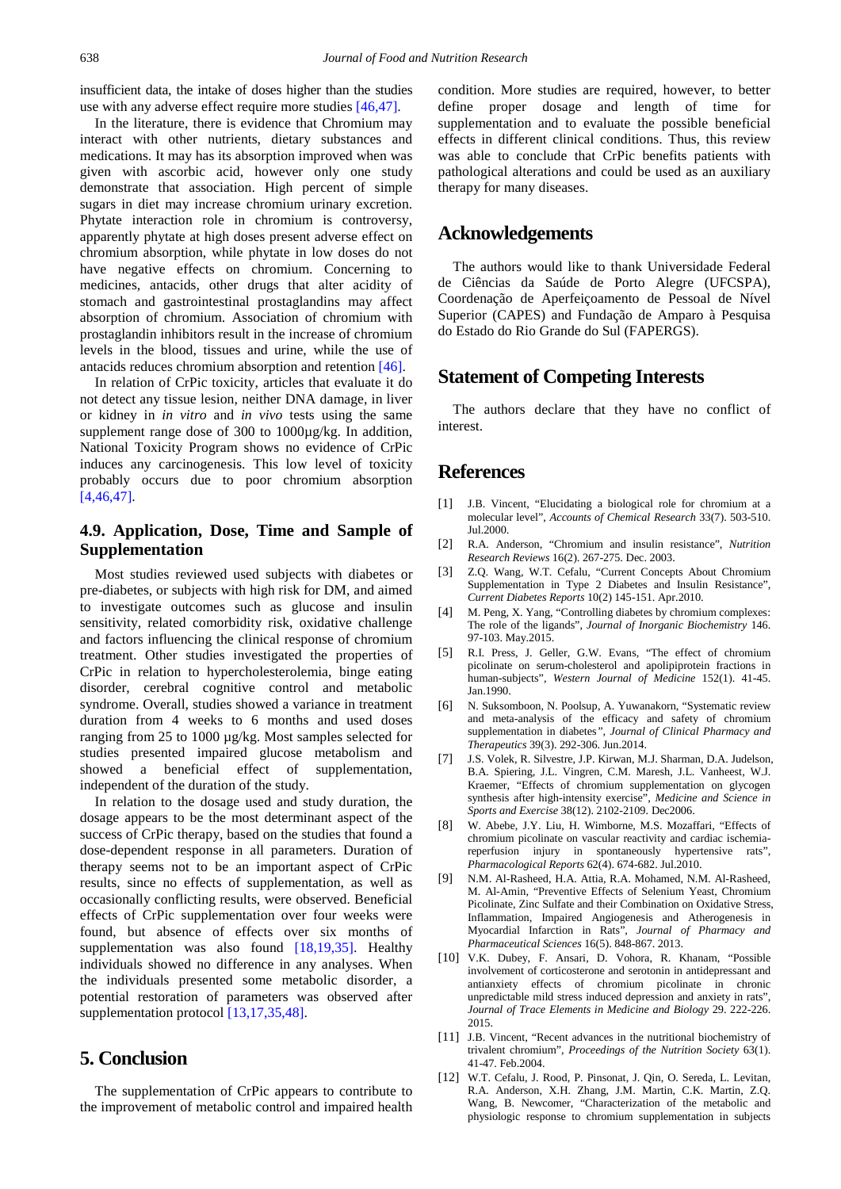insufficient data, the intake of doses higher than the studies use with any adverse effect require more studies [46,47].

In the literature, there is evidence that Chromium may interact with other nutrients, dietary substances and medications. It may has its absorption improved when was given with ascorbic acid, however only one study demonstrate that association. High percent of simple sugars in diet may increase chromium urinary excretion. Phytate interaction role in chromium is controversy, apparently phytate at high doses present adverse effect on chromium absorption, while phytate in low doses do not have negative effects on chromium. Concerning to medicines, antacids, other drugs that alter acidity of stomach and gastrointestinal prostaglandins may affect absorption of chromium. Association of chromium with prostaglandin inhibitors result in the increase of chromium levels in the blood, tissues and urine, while the use of antacids reduces chromium absorption and retention [46].

In relation of CrPic toxicity, articles that evaluate it do not detect any tissue lesion, neither DNA damage, in liver or kidney in *in vitro* and *in vivo* tests using the same supplement range dose of 300 to 1000µg/kg. In addition, National Toxicity Program shows no evidence of CrPic induces any carcinogenesis. This low level of toxicity probably occurs due to poor chromium absorption [4,46,47].

### 4.9. Application, Dose, Time and Sample of Supplementation

Most studies reviewed used subjects with diabetes or pre-diabetes, or subjects with high risk for DM, and aimed to investigate outcomes such as glucose and insulin sensitivity, related comorbidity risk, oxidative challenge and factors influencing the clinical response of chromium treatment. Other studies investigated the properties of CrPic in relation to hypercholesterolemia, binge eating disorder, cerebral cognitive control and metabolic syndrome. Overall, studies showed a variance in treatment duration from 4 weeks to 6 months and used doses ranging from 25 to 1000 µg/kg. Most samples selected for studies presented impaired glucose metabolism and showed a beneficial effect of supplementation, independent of the duration of the study.

In relation to the dosage used and study duration, the dosage appears to be the most determinant aspect of the success of CrPic therapy, based on the studies that found a dose-dependent response in all parameters. Duration of therapy seems not to be an important aspect of CrPic results, since no effects of supplementation, as well as occasionally conflicting results, were observed. Beneficial effects of CrPic supplementation over four weeks were found, but absence of effects over six months of supplementation was also found [18,19,35]. Healthy individuals showed no difference in any analyses. When the individuals presented some metabolic disorder, a potential restoration of parameters was observed after supplementation protocol [13,17,35,48].

## 5. Conclusion

The supplementation of CrPic appears to contribute to the improvement of metabolic control and impaired health condition. More studies are required, however, to better define proper dosage and length of time for supplementation and to evaluate the possible beneficial effects in different clinical conditions. Thus, this review was able to conclude that CrPic benefits patients with pathological alterations and could be used as an auxiliary therapy for many diseases.

## Acknowledgements

The authors would like to thank Universidade Federal de Ciências da Saúde de Porto Alegre (UFCSPA), Coordenação de Aperfeiçoamento de Pessoal de Nível Superior (CAPES) and Fundação de Amparo à Pesquisa do Estado do Rio Grande do Sul (FAPERGS).

## Statement of Competing Interests

The authors declare that they have no conflict of interest.

## References

[1] J.B. Vincent, "Elucidating a biological role for chromium at a molecular level", *Accounts of Chemical Research* 33(7). 503-510. Jul.2000.

[2] R.A. Anderson, "Chromium and insulin resistance", *Nutrition Research Reviews* 16(2). 267-275. Dec. 2003.

[3] Z.Q. Wang, W.T. Cefalu, "Current Concepts About Chromium Supplementation in Type 2 Diabetes and Insulin Resistance", *Current Diabetes Reports* 10(2) 145-151. Apr.2010.

[4] M. Peng, X. Yang, "Controlling diabetes by chromium complexes: The role of the ligands", *Journal of Inorganic Biochemistry* 146. 97-103. May.2015.

[5] R.I. Press, J. Geller, G.W. Evans, "The effect of chromium picolinate on serum-cholesterol and apolipiprotein fractions in human-subjects", *Western Journal of Medicine* 152(1). 41-45. Jan.1990.

[6] N. Suksomboon, N. Poolsup, A. Yuwanakorn, "Systematic review and meta-analysis of the efficacy and safety of chromium supplementation in diabetes", *Journal of Clinical Pharmacy and Therapeutics* 39(3). 292-306. Jun.2014.

[7] J.S. Volek, R. Silvestre, J.P. Kirwan, M.J. Sharman, D.A. Judelson, B.A. Spiering, J.L. Vingren, C.M. Maresh, J.L. Vanheest, W.J. Kraemer, "Effects of chromium supplementation on glycogen synthesis after high-intensity exercise", *Medicine and Science in Sports and Exercise* 38(12). 2102-2109. Dec2006.

[8] W. Abebe, J.Y. Liu, H. Wimborne, M.S. Mozaffari, "Effects of chromium picolinate on vascular reactivity and cardiac ischemia-reperfusion injury in spontaneously hypertensive rats", *Pharmacological Reports* 62(4). 674-682. Jul.2010.

[9] N.M. Al-Rasheed, H.A. Attia, R.A. Mohamed, N.M. Al-Rasheed, M. Al-Amin, "Preventive Effects of Selenium Yeast, Chromium Picolinate, Zinc Sulfate and their Combination on Oxidative Stress, Inflammation, Impaired Angiogenesis and Atherogenesis in Myocardial Infarction in Rats", *Journal of Pharmacy and Pharmaceutical Sciences* 16(5). 848-867. 2013.

[10] V.K. Dubey, F. Ansari, D. Vohora, R. Khanam, "Possible involvement of corticosterone and serotonin in antidepressant and antianxiety effects of chromium picolinate in chronic unpredictable mild stress induced depression and anxiety in rats", *Journal of Trace Elements in Medicine and Biology* 29. 222-226. 2015.

[11] J.B. Vincent, "Recent advances in the nutritional biochemistry of trivalent chromium", *Proceedings of the Nutrition Society* 63(1). 41-47. Feb.2004.

[12] W.T. Cefalu, J. Rood, P. Pinsonat, J. Qin, O. Sereda, L. Levitan, R.A. Anderson, X.H. Zhang, J.M. Martin, C.K. Martin, Z.Q. Wang, B. Newcomer, "Characterization of the metabolic and physiologic response to chromium supplementation in subjects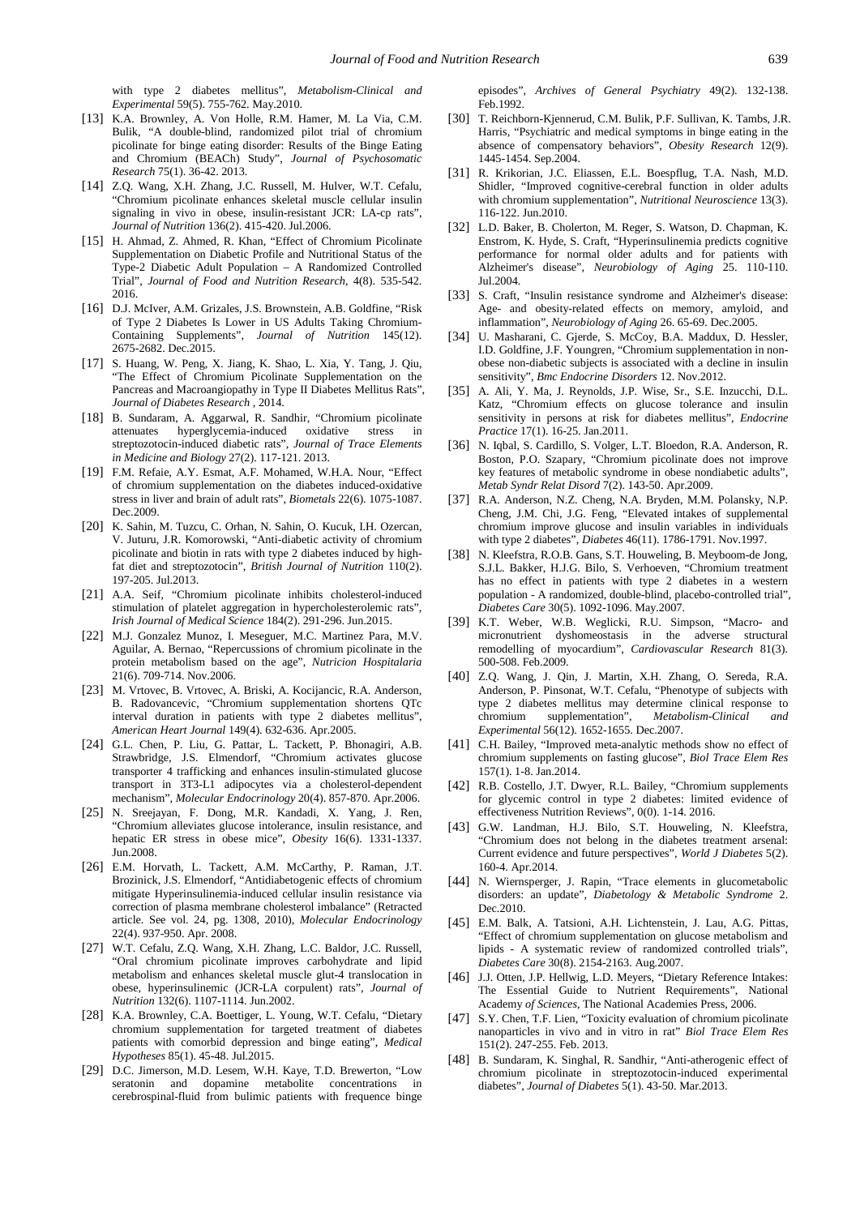with type 2 diabetes mellitus", *Metabolism-Clinical and Experimental* 59(5). 755-762. May.2010.

[13] K.A. Brownley, A. Von Holle, R.M. Hamer, M. La Via, C.M. Bulik, "A double-blind, randomized pilot trial of chromium picolinate for binge eating disorder: Results of the Binge Eating and Chromium (BEACh) Study", *Journal of Psychosomatic Research* 75(1). 36-42. 2013.

[14] Z.Q. Wang, X.H. Zhang, J.C. Russell, M. Hulver, W.T. Cefalu, "Chromium picolinate enhances skeletal muscle cellular insulin signaling in vivo in obese, insulin-resistant JCR: LA-cp rats", *Journal of Nutrition* 136(2). 415-420. Jul.2006.

[15] H. Ahmad, Z. Ahmed, R. Khan, "Effect of Chromium Picolinate Supplementation on Diabetic Profile and Nutritional Status of the Type-2 Diabetic Adult Population – A Randomized Controlled Trial", *Journal of Food and Nutrition Research*, 4(8). 535-542. 2016.

[16] D.J. McIver, A.M. Grizales, J.S. Brownstein, A.B. Goldfine, "Risk of Type 2 Diabetes Is Lower in US Adults Taking Chromium-Containing Supplements", *Journal of Nutrition* 145(12). 2675-2682. Dec.2015.

[17] S. Huang, W. Peng, X. Jiang, K. Shao, L. Xia, Y. Tang, J. Qiu, "The Effect of Chromium Picolinate Supplementation on the Pancreas and Macroangiopathy in Type II Diabetes Mellitus Rats", *Journal of Diabetes Research* , 2014.

[18] B. Sundaram, A. Aggarwal, R. Sandhir, "Chromium picolinate attenuates hyperglycemia-induced oxidative stress in streptozotocin-induced diabetic rats", *Journal of Trace Elements in Medicine and Biology* 27(2). 117-121. 2013.

[19] F.M. Refaie, A.Y. Esmat, A.F. Mohamed, W.H.A. Nour, "Effect of chromium supplementation on the diabetes induced-oxidative stress in liver and brain of adult rats", *Biometals* 22(6). 1075-1087. Dec.2009.

[20] K. Sahin, M. Tuzcu, C. Orhan, N. Sahin, O. Kucuk, I.H. Ozercan, V. Juturu, J.R. Komorowski, "Anti-diabetic activity of chromium picolinate and biotin in rats with type 2 diabetes induced by high-fat diet and streptozotocin", *British Journal of Nutrition* 110(2). 197-205. Jul.2013.

[21] A.A. Seif, "Chromium picolinate inhibits cholesterol-induced stimulation of platelet aggregation in hypercholesterolemic rats", *Irish Journal of Medical Science* 184(2). 291-296. Jun.2015.

[22] M.J. Gonzalez Munoz, I. Meseguer, M.C. Martinez Para, M.V. Aguilar, A. Bernao, "Repercussions of chromium picolinate in the protein metabolism based on the age", *Nutricion Hospitalaria* 21(6). 709-714. Nov.2006.

[23] M. Vrtovec, B. Vrtovec, A. Briski, A. Kocijancic, R.A. Anderson, B. Radovancevic, "Chromium supplementation shortens QTc interval duration in patients with type 2 diabetes mellitus", *American Heart Journal* 149(4). 632-636. Apr.2005.

[24] G.L. Chen, P. Liu, G. Pattar, L. Tackett, P. Bhonagiri, A.B. Strawbridge, J.S. Elmendorf, "Chromium activates glucose transporter 4 trafficking and enhances insulin-stimulated glucose transport in 3T3-L1 adipocytes via a cholesterol-dependent mechanism", *Molecular Endocrinology* 20(4). 857-870. Apr.2006.

[25] N. Sreejayan, F. Dong, M.R. Kandadi, X. Yang, J. Ren, "Chromium alleviates glucose intolerance, insulin resistance, and hepatic ER stress in obese mice", *Obesity* 16(6). 1331-1337. Jun.2008.

[26] E.M. Horvath, L. Tackett, A.M. McCarthy, P. Raman, J.T. Brozinick, J.S. Elmendorf, "Antidiabetogenic effects of chromium mitigate Hyperinsulinemia-induced cellular insulin resistance via correction of plasma membrane cholesterol imbalance" (Retracted article. See vol. 24, pg. 1308, 2010), *Molecular Endocrinology* 22(4). 937-950. Apr. 2008.

[27] W.T. Cefalu, Z.Q. Wang, X.H. Zhang, L.C. Baldor, J.C. Russell, "Oral chromium picolinate improves carbohydrate and lipid metabolism and enhances skeletal muscle glut-4 translocation in obese, hyperinsulinemic (JCR-LA corpulent) rats", *Journal of Nutrition* 132(6). 1107-1114. Jun.2002.

[28] K.A. Brownley, C.A. Boettiger, L. Young, W.T. Cefalu, "Dietary chromium supplementation for targeted treatment of diabetes patients with comorbid depression and binge eating", *Medical Hypotheses* 85(1). 45-48. Jul.2015.

[29] D.C. Jimerson, M.D. Lesem, W.H. Kaye, T.D. Brewerton, "Low seratonin and dopamine metabolite concentrations in cerebrospinal-fluid from bulimic patients with frequence binge episodes", *Archives of General Psychiatry* 49(2). 132-138. Feb.1992.

[30] T. Reichborn-Kjennerud, C.M. Bulik, P.F. Sullivan, K. Tambs, J.R. Harris, "Psychiatric and medical symptoms in binge eating in the absence of compensatory behaviors", *Obesity Research* 12(9). 1445-1454. Sep.2004.

[31] R. Krikorian, J.C. Eliassen, E.L. Boespflug, T.A. Nash, M.D. Shidler, "Improved cognitive-cerebral function in older adults with chromium supplementation", *Nutritional Neuroscience* 13(3). 116-122. Jun.2010.

[32] L.D. Baker, B. Cholerton, M. Reger, S. Watson, D. Chapman, K. Enstrom, K. Hyde, S. Craft, "Hyperinsulinemia predicts cognitive performance for normal older adults and for patients with Alzheimer's disease", *Neurobiology of Aging* 25. 110-110. Jul.2004.

[33] S. Craft, "Insulin resistance syndrome and Alzheimer's disease: Age- and obesity-related effects on memory, amyloid, and inflammation", *Neurobiology of Aging* 26. 65-69. Dec.2005.

[34] U. Masharani, C. Gjerde, S. McCoy, B.A. Maddux, D. Hessler, I.D. Goldfine, J.F. Youngren, "Chromium supplementation in non-obese non-diabetic subjects is associated with a decline in insulin sensitivity", *Bmc Endocrine Disorders* 12. Nov.2012.

[35] A. Ali, Y. Ma, J. Reynolds, J.P. Wise, Sr., S.E. Inzucchi, D.L. Katz, "Chromium effects on glucose tolerance and insulin sensitivity in persons at risk for diabetes mellitus", *Endocrine Practice* 17(1). 16-25. Jan.2011.

[36] N. Iqbal, S. Cardillo, S. Volger, L.T. Bloedon, R.A. Anderson, R. Boston, P.O. Szapary, "Chromium picolinate does not improve key features of metabolic syndrome in obese nondiabetic adults", *Metab Syndr Relat Disord* 7(2). 143-50. Apr.2009.

[37] R.A. Anderson, N.Z. Cheng, N.A. Bryden, M.M. Polansky, N.P. Cheng, J.M. Chi, J.G. Feng, "Elevated intakes of supplemental chromium improve glucose and insulin variables in individuals with type 2 diabetes", *Diabetes* 46(11). 1786-1791. Nov.1997.

[38] N. Kleefstra, R.O.B. Gans, S.T. Houweling, B. Meyboom-de Jong, S.J.L. Bakker, H.J.G. Bilo, S. Verhoeven, "Chromium treatment has no effect in patients with type 2 diabetes in a western population - A randomized, double-blind, placebo-controlled trial", *Diabetes Care* 30(5). 1092-1096. May.2007.

[39] K.T. Weber, W.B. Weglicki, R.U. Simpson, "Macro- and micronutrient dyshomeostasis in the adverse structural remodelling of myocardium", *Cardiovascular Research* 81(3). 500-508. Feb.2009.

[40] Z.Q. Wang, J. Qin, J. Martin, X.H. Zhang, O. Sereda, R.A. Anderson, P. Pinsonat, W.T. Cefalu, "Phenotype of subjects with type 2 diabetes mellitus may determine clinical response to chromium supplementation", *Metabolism-Clinical and Experimental* 56(12). 1652-1655. Dec.2007.

[41] C.H. Bailey, "Improved meta-analytic methods show no effect of chromium supplements on fasting glucose", *Biol Trace Elem Res* 157(1). 1-8. Jan.2014.

[42] R.B. Costello, J.T. Dwyer, R.L. Bailey, "Chromium supplements for glycemic control in type 2 diabetes: limited evidence of effectiveness Nutrition Reviews", 0(0). 1-14. 2016.

[43] G.W. Landman, H.J. Bilo, S.T. Houweling, N. Kleefstra, "Chromium does not belong in the diabetes treatment arsenal: Current evidence and future perspectives", *World J Diabetes* 5(2). 160-4. Apr.2014.

[44] N. Wiernsperger, J. Rapin, "Trace elements in glucometabolic disorders: an update", *Diabetology & Metabolic Syndrome* 2. Dec.2010.

[45] E.M. Balk, A. Tatsioni, A.H. Lichtenstein, J. Lau, A.G. Pittas, "Effect of chromium supplementation on glucose metabolism and lipids - A systematic review of randomized controlled trials", *Diabetes Care* 30(8). 2154-2163. Aug.2007.

[46] J.J. Otten, J.P. Hellwig, L.D. Meyers, "Dietary Reference Intakes: The Essential Guide to Nutrient Requirements", National Academy *of Sciences*, The National Academies Press, 2006.

[47] S.Y. Chen, T.F. Lien, "Toxicity evaluation of chromium picolinate nanoparticles in vivo and in vitro in rat" *Biol Trace Elem Res* 151(2). 247-255. Feb. 2013.

[48] B. Sundaram, K. Singhal, R. Sandhir, "Anti-atherogenic effect of chromium picolinate in streptozotocin-induced experimental diabetes", *Journal of Diabetes* 5(1). 43-50. Mar.2013.